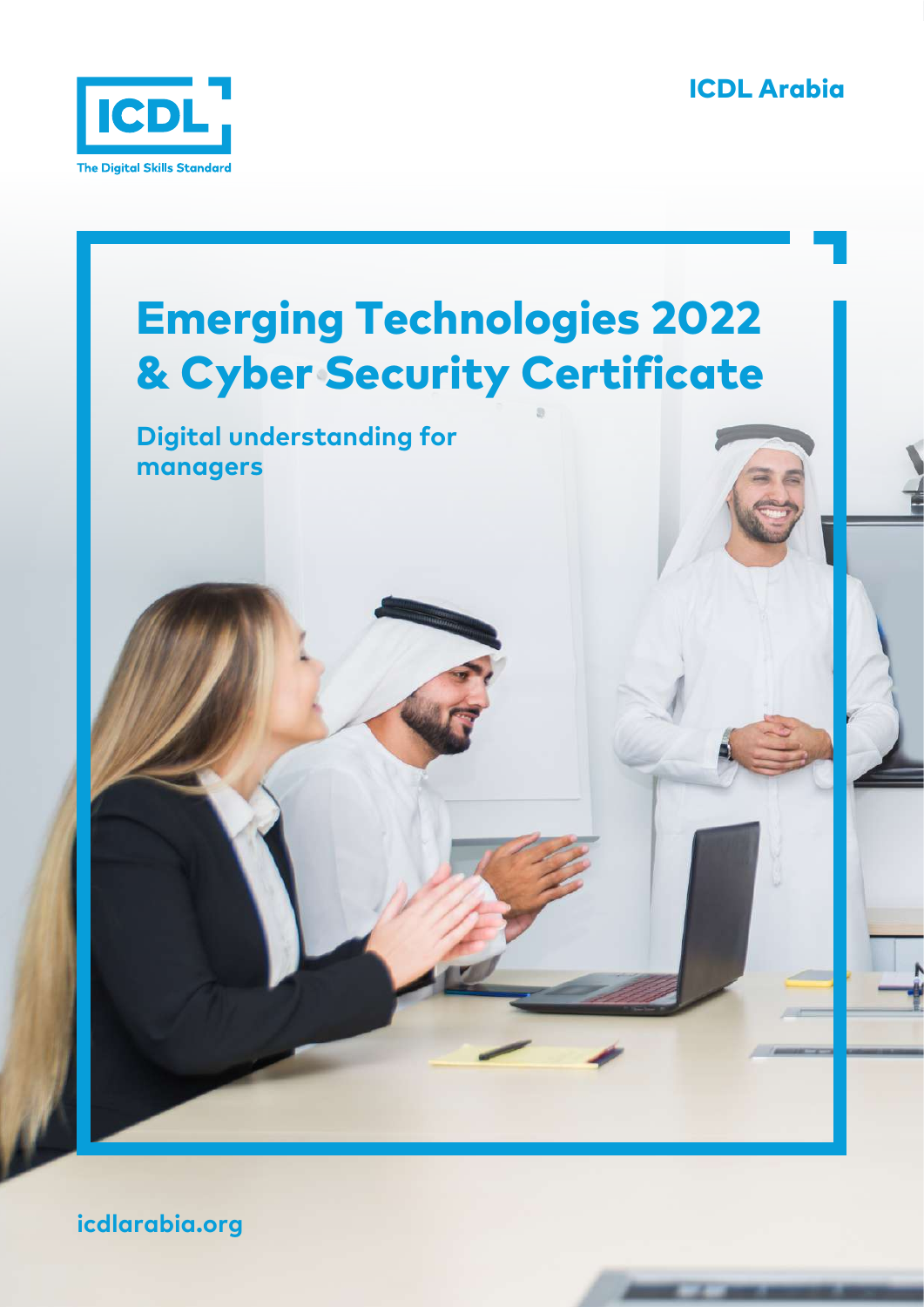ICDL

The Digital Skills Standard

ICDL Arabia

# Emerging Technologies 2022 & Cyber Security Certificate

## Digital understanding for managers

icdlarabia.org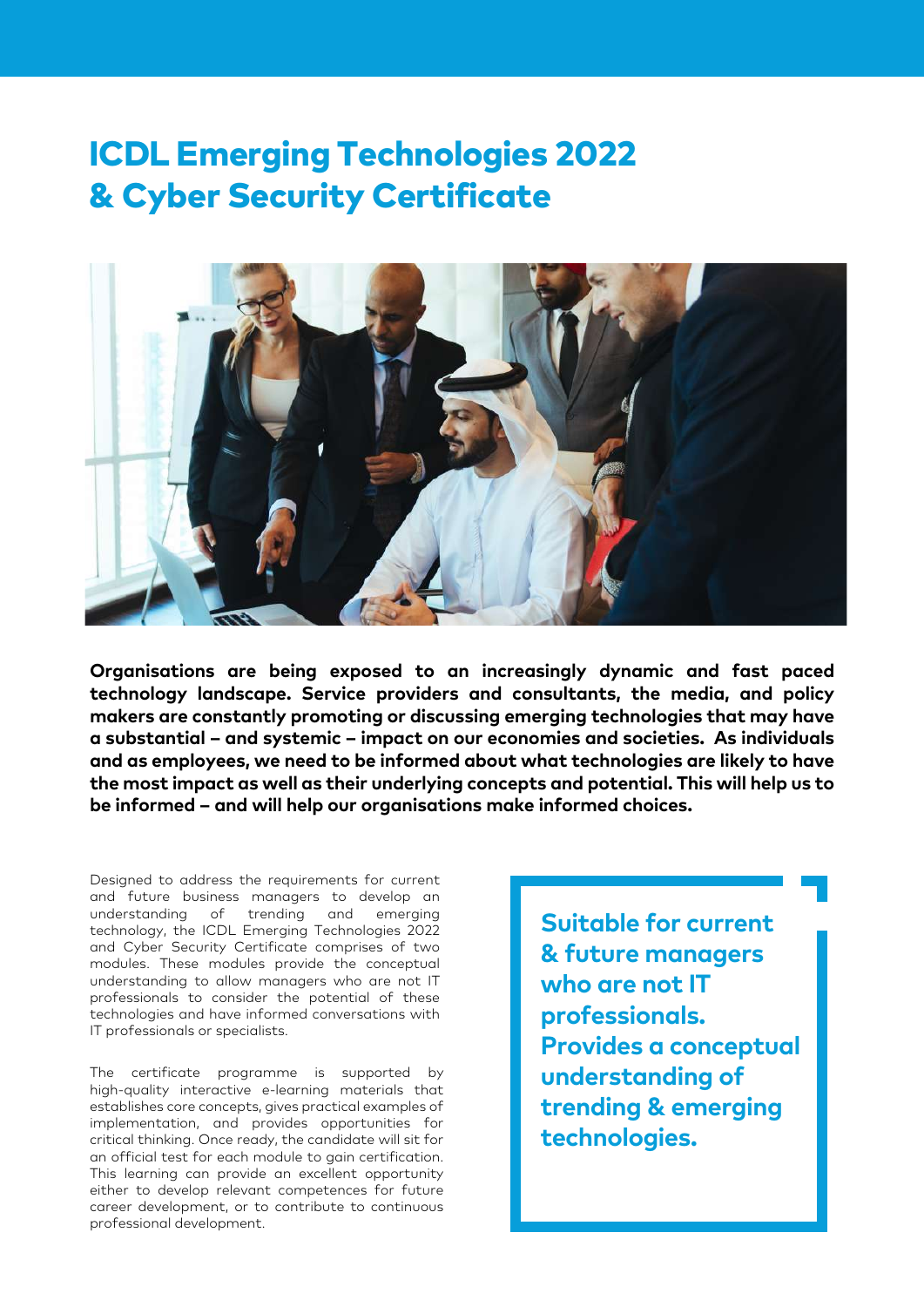# ICDL Emerging Technologies 2022 & Cyber Security Certificate

**Organisations are being exposed to an increasingly dynamic and fast paced technology landscape. Service providers and consultants, the media, and policy makers are constantly promoting or discussing emerging technologies that may have a substantial – and systemic – impact on our economies and societies. As individuals and as employees, we need to be informed about what technologies are likely to have the most impact as well as their underlying concepts and potential. This will help us to be informed – and will help our organisations make informed choices.**

Designed to address the requirements for current and future business managers to develop an understanding of trending and emerging technology, the ICDL Emerging Technologies 2022 and Cyber Security Certificate comprises of two modules. These modules provide the conceptual understanding to allow managers who are not IT professionals to consider the potential of these technologies and have informed conversations with IT professionals or specialists.

The certificate programme is supported by high-quality interactive e-learning materials that establishes core concepts, gives practical examples of implementation, and provides opportunities for critical thinking. Once ready, the candidate will sit for an official test for each module to gain certification. This learning can provide an excellent opportunity either to develop relevant competences for future career development, or to contribute to continuous professional development.

**Suitable for current & future managers who are not IT professionals. Provides a conceptual understanding of trending & emerging technologies.**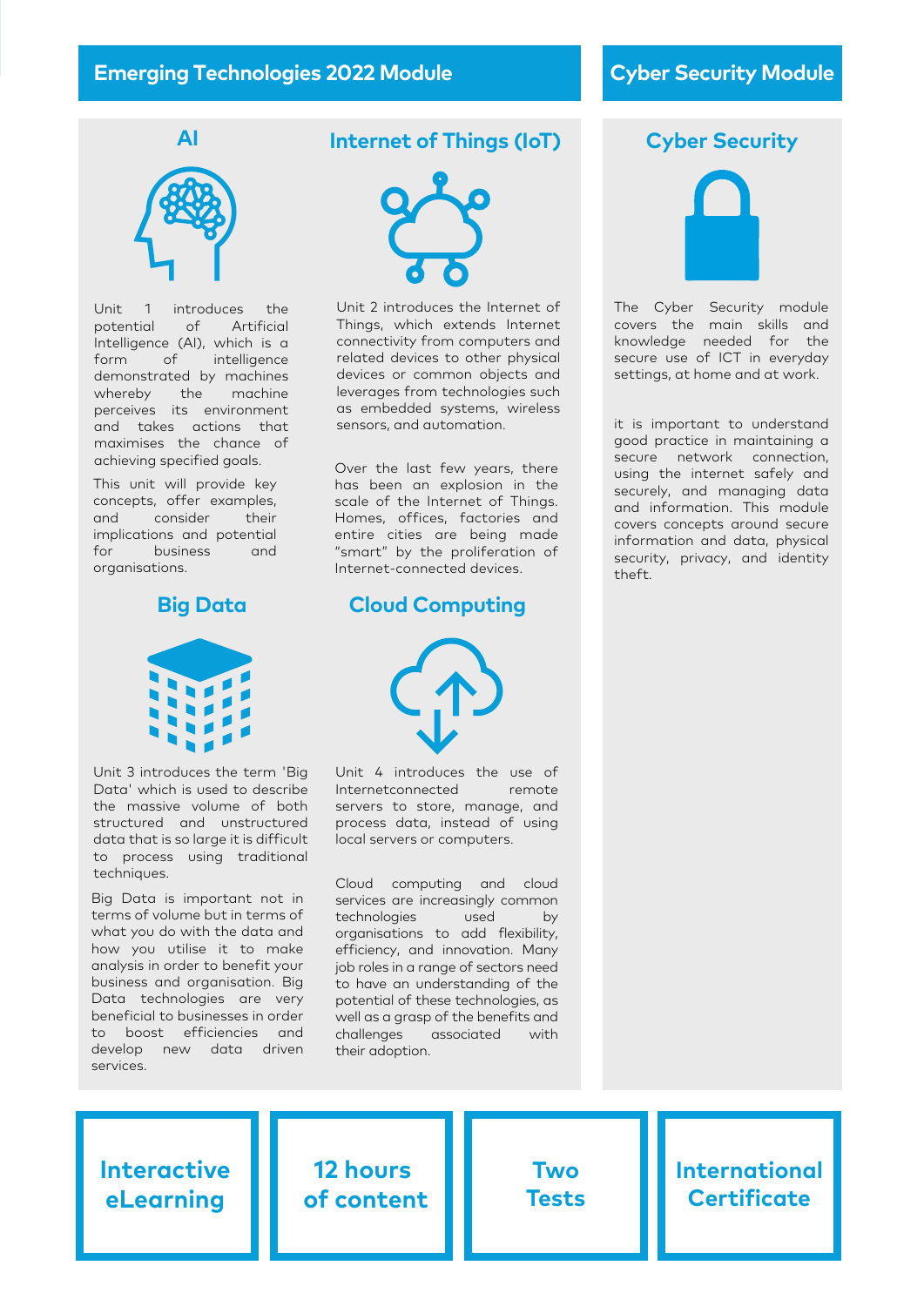## Emerging Technologies 2022 Module

### AI

Unit 1 introduces the potential of Artificial Intelligence (AI), which is a form of intelligence demonstrated by machines whereby the machine perceives its environment and takes actions that maximises the chance of achieving specified goals.

This unit will provide key concepts, offer examples, and consider their implications and potential for business and organisations.

### Internet of Things (IoT)

Unit 2 introduces the Internet of Things, which extends Internet connectivity from computers and related devices to other physical devices or common objects and leverages from technologies such as embedded systems, wireless sensors, and automation.

Over the last few years, there has been an explosion in the scale of the Internet of Things. Homes, offices, factories and entire cities are being made "smart" by the proliferation of Internet-connected devices.

### Big Data

Unit 3 introduces the term 'Big Data' which is used to describe the massive volume of both structured and unstructured data that is so large it is difficult to process using traditional techniques.

Big Data is important not in terms of volume but in terms of what you do with the data and how you utilise it to make analysis in order to benefit your business and organisation. Big Data technologies are very beneficial to businesses in order to boost efficiencies and develop new data driven services.

### Cloud Computing

Unit 4 introduces the use of Internetconnected remote servers to store, manage, and process data, instead of using local servers or computers.

Cloud computing and cloud services are increasingly common technologies used by organisations to add flexibility, efficiency, and innovation. Many job roles in a range of sectors need to have an understanding of the potential of these technologies, as well as a grasp of the benefits and challenges associated with their adoption.

## Cyber Security Module

### Cyber Security

The Cyber Security module covers the main skills and knowledge needed for the secure use of ICT in everyday settings, at home and at work.

it is important to understand good practice in maintaining a secure network connection, using the internet safely and securely, and managing data and information. This module covers concepts around secure information and data, physical security, privacy, and identity theft.

**Interactive eLearning**

**12 hours of content**

**Two Tests**

**International Certificate**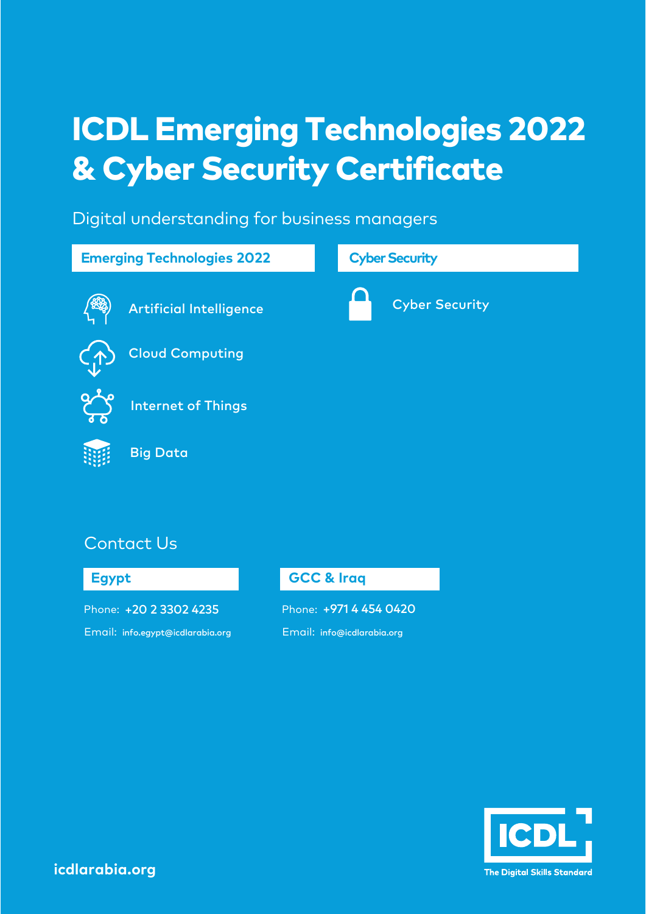# ICDL Emerging Technologies 2022 & Cyber Security Certificate

Digital understanding for business managers

## Emerging Technologies 2022

- Artificial Intelligence
- Cloud Computing
- Internet of Things
- Big Data

## Cyber Security

- Cyber Security

## Contact Us

### Egypt

Phone: +20 2 3302 4235

Email: info.egypt@icdlarabia.org

### GCC & Iraq

Phone: +971 4 454 0420

Email: info@icdlarabia.org

icdlarabia.org

ICDL

The Digital Skills Standard